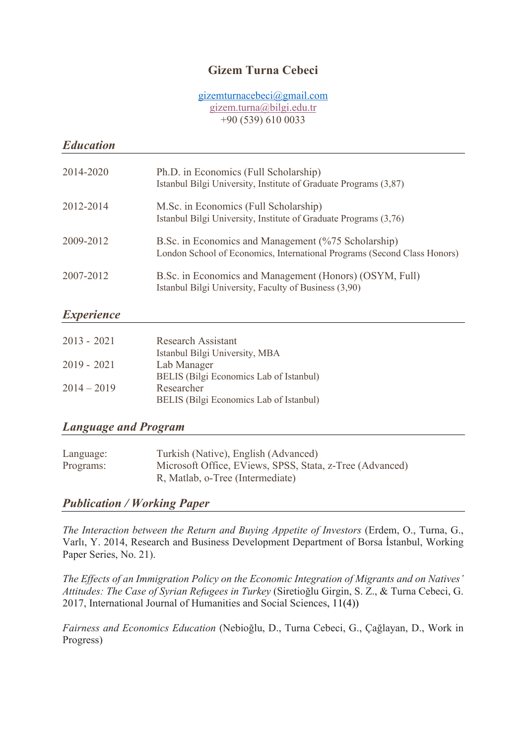# Gizem Turna Cebeci

gizemturnacebeci@gmail.com
gizem.turna@bilgi.edu.tr
+90 (539) 610 0033

## *Education*

| | |
|---|---|
| 2014-2020 | Ph.D. in Economics (Full Scholarship)<br>Istanbul Bilgi University, Institute of Graduate Programs (3,87) |
| 2012-2014 | M.Sc. in Economics (Full Scholarship)<br>Istanbul Bilgi University, Institute of Graduate Programs (3,76) |
| 2009-2012 | B.Sc. in Economics and Management (%75 Scholarship)<br>London School of Economics, International Programs (Second Class Honors) |
| 2007-2012 | B.Sc. in Economics and Management (Honors) (OSYM, Full)<br>Istanbul Bilgi University, Faculty of Business (3,90) |

## *Experience*

| | |
|---|---|
| 2013 - 2021 | Research Assistant<br>Istanbul Bilgi University, MBA |
| 2019 - 2021 | Lab Manager<br>BELIS (Bilgi Economics Lab of Istanbul) |
| 2014 – 2019 | Researcher<br>BELIS (Bilgi Economics Lab of Istanbul) |

## *Language and Program*

| | |
|---|---|
| Language: | Turkish (Native), English (Advanced) |
| Programs: | Microsoft Office, EViews, SPSS, Stata, z-Tree (Advanced)<br>R, Matlab, o-Tree (Intermediate) |

## *Publication / Working Paper*

*The Interaction between the Return and Buying Appetite of Investors* (Erdem, O., Turna, G., Varlı, Y. 2014, Research and Business Development Department of Borsa İstanbul, Working Paper Series, No. 21).

*The Effects of an Immigration Policy on the Economic Integration of Migrants and on Natives' Attitudes: The Case of Syrian Refugees in Turkey* (Siretioğlu Girgin, S. Z., & Turna Cebeci, G. 2017, International Journal of Humanities and Social Sciences, 11(4))

*Fairness and Economics Education* (Nebioğlu, D., Turna Cebeci, G., Çağlayan, D., Work in Progress)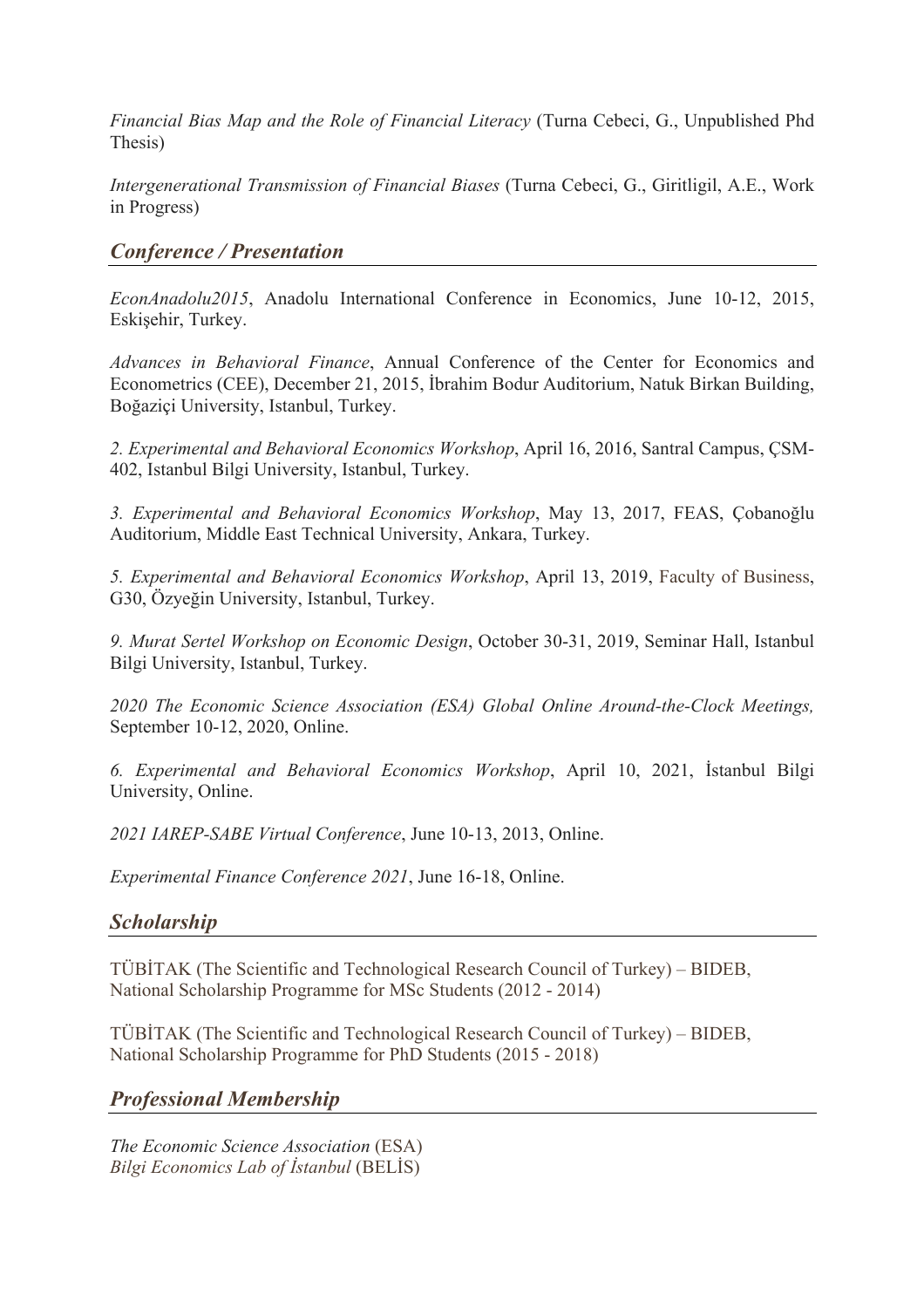*Financial Bias Map and the Role of Financial Literacy* (Turna Cebeci, G., Unpublished Phd Thesis)

*Intergenerational Transmission of Financial Biases* (Turna Cebeci, G., Giritligil, A.E., Work in Progress)

## *Conference / Presentation*

*EconAnadolu2015*, Anadolu International Conference in Economics, June 10-12, 2015, Eskişehir, Turkey.

*Advances in Behavioral Finance*, Annual Conference of the Center for Economics and Econometrics (CEE), December 21, 2015, İbrahim Bodur Auditorium, Natuk Birkan Building, Boğaziçi University, Istanbul, Turkey.

*2. Experimental and Behavioral Economics Workshop*, April 16, 2016, Santral Campus, ÇSM-402, Istanbul Bilgi University, Istanbul, Turkey.

*3. Experimental and Behavioral Economics Workshop*, May 13, 2017, FEAS, Çobanoğlu Auditorium, Middle East Technical University, Ankara, Turkey.

*5. Experimental and Behavioral Economics Workshop*, April 13, 2019, Faculty of Business, G30, Özyeğin University, Istanbul, Turkey.

*9. Murat Sertel Workshop on Economic Design*, October 30-31, 2019, Seminar Hall, Istanbul Bilgi University, Istanbul, Turkey.

*2020 The Economic Science Association (ESA) Global Online Around-the-Clock Meetings,* September 10-12, 2020, Online.

*6. Experimental and Behavioral Economics Workshop*, April 10, 2021, İstanbul Bilgi University, Online.

*2021 IAREP-SABE Virtual Conference*, June 10-13, 2013, Online.

*Experimental Finance Conference 2021*, June 16-18, Online.

## *Scholarship*

TÜBİTAK (The Scientific and Technological Research Council of Turkey) – BIDEB, National Scholarship Programme for MSc Students (2012 - 2014)

TÜBİTAK (The Scientific and Technological Research Council of Turkey) – BIDEB, National Scholarship Programme for PhD Students (2015 - 2018)

## *Professional Membership*

*The Economic Science Association* (ESA)  
*Bilgi Economics Lab of İstanbul* (BELİS)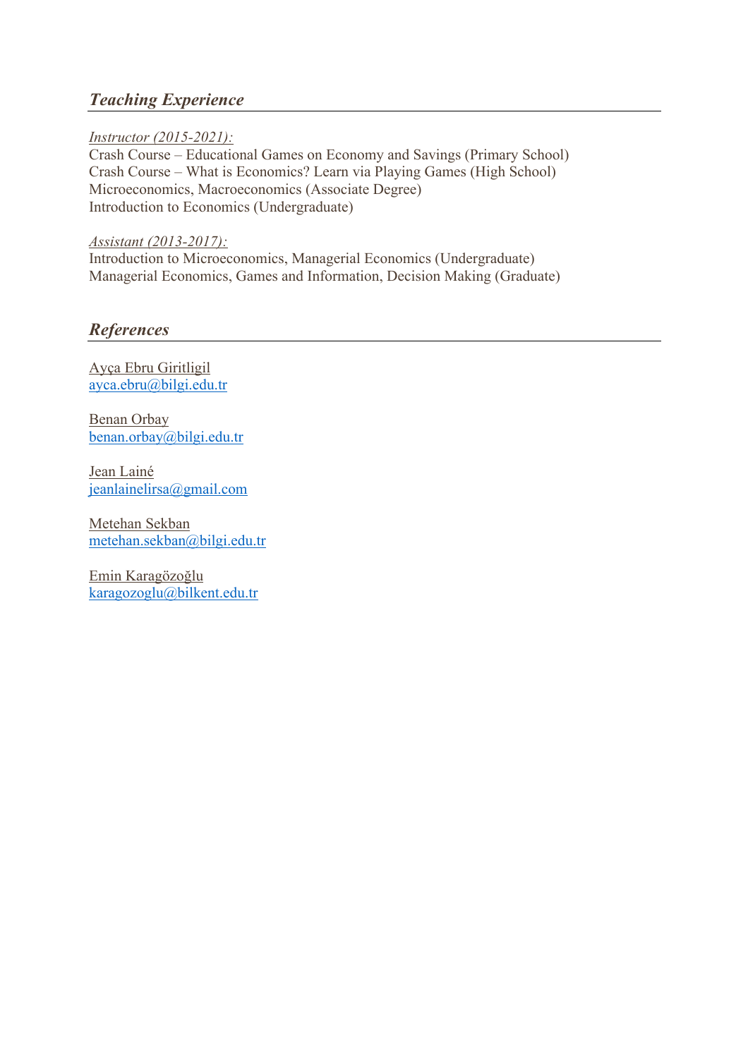## *Teaching Experience*

*Instructor (2015-2021):*

Crash Course – Educational Games on Economy and Savings (Primary School)
Crash Course – What is Economics? Learn via Playing Games (High School)
Microeconomics, Macroeconomics (Associate Degree)
Introduction to Economics (Undergraduate)

*Assistant (2013-2017):*

Introduction to Microeconomics, Managerial Economics (Undergraduate)
Managerial Economics, Games and Information, Decision Making (Graduate)

## *References*

Ayça Ebru Giritligil
ayca.ebru@bilgi.edu.tr

Benan Orbay
benan.orbay@bilgi.edu.tr

Jean Lainé
jeanlainelirsa@gmail.com

Metehan Sekban
metehan.sekban@bilgi.edu.tr

Emin Karagözoğlu
karagozoglu@bilkent.edu.tr